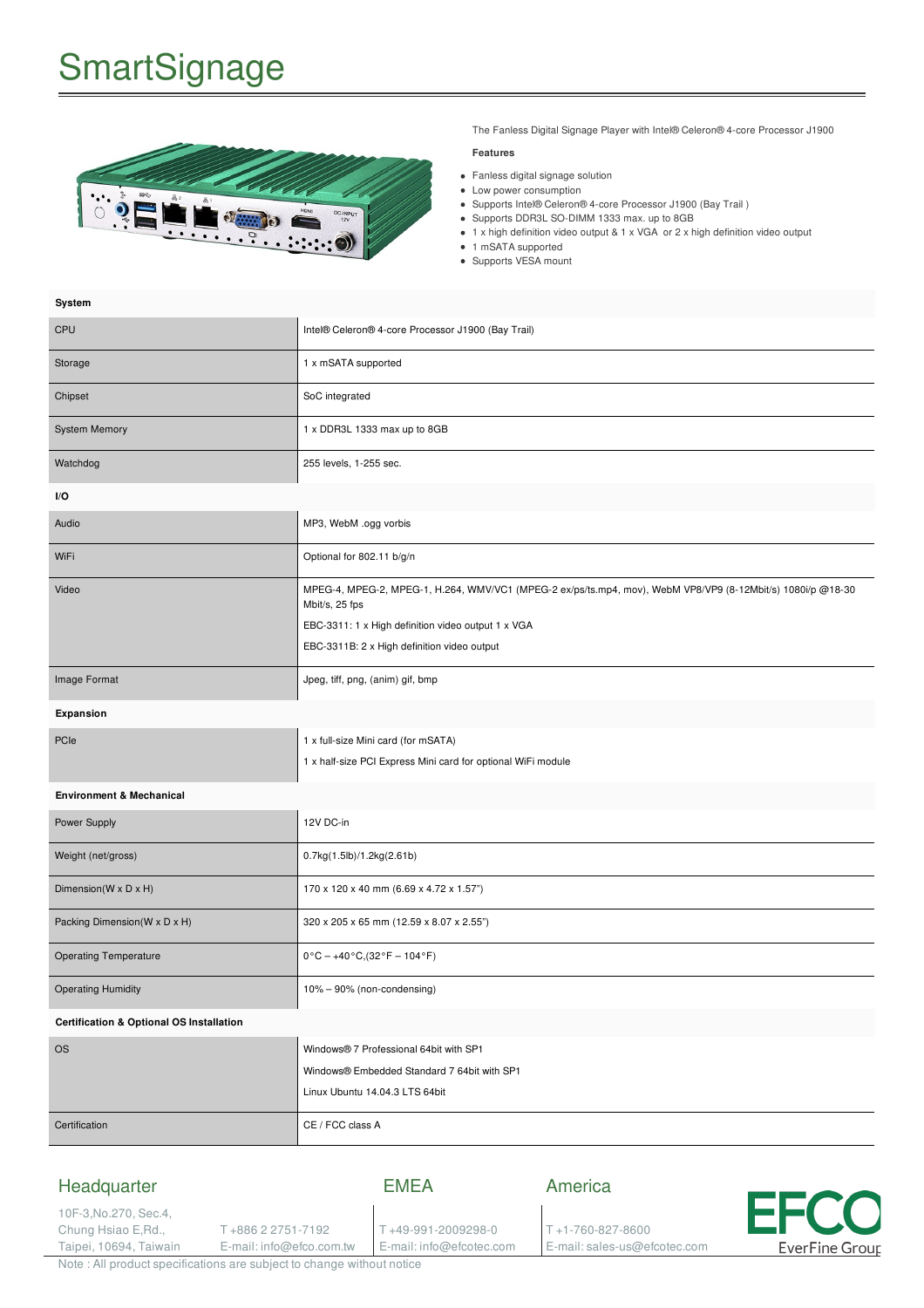# SmartSignage

The Fanless Digital Signage Player with Intel® Celeron® 4-core Processor J1900

**Features**

- Fanless digital signage solution
- Low power consumption
- Supports Intel® Celeron® 4-core Processor J1900 (Bay Trail )
- Supports DDR3L SO-DIMM 1333 max. up to 8GB
- 1 x high definition video output & 1 x VGA or 2 x high definition video output
- 1 mSATA supported
- Supports VESA mount

| **System** | |
|---|---|
| CPU | Intel® Celeron® 4-core Processor J1900 (Bay Trail) |
| Storage | 1 x mSATA supported |
| Chipset | SoC integrated |
| System Memory | 1 x DDR3L 1333 max up to 8GB |
| Watchdog | 255 levels, 1-255 sec. |
| **I/O** | |
| Audio | MP3, WebM .ogg vorbis |
| WiFi | Optional for 802.11 b/g/n |
| Video | MPEG-4, MPEG-2, MPEG-1, H.264, WMV/VC1 (MPEG-2 ex/ps/ts.mp4, mov), WebM VP8/VP9 (8-12Mbit/s) 1080i/p @18-30 Mbit/s, 25 fps<br>EBC-3311: 1 x High definition video output 1 x VGA<br>EBC-3311B: 2 x High definition video output |
| Image Format | Jpeg, tiff, png, (anim) gif, bmp |
| **Expansion** | |
| PCIe | 1 x full-size Mini card (for mSATA)<br>1 x half-size PCI Express Mini card for optional WiFi module |
| **Environment & Mechanical** | |
| Power Supply | 12V DC-in |
| Weight (net/gross) | 0.7kg(1.5lb)/1.2kg(2.61b) |
| Dimension(W x D x H) | 170 x 120 x 40 mm (6.69 x 4.72 x 1.57") |
| Packing Dimension(W x D x H) | 320 x 205 x 65 mm (12.59 x 8.07 x 2.55") |
| Operating Temperature | 0°C – +40°C,(32°F – 104°F) |
| Operating Humidity | 10% – 90% (non-condensing) |
| **Certification & Optional OS Installation** | |
| OS | Windows® 7 Professional 64bit with SP1<br>Windows® Embedded Standard 7 64bit with SP1<br>Linux Ubuntu 14.04.3 LTS 64bit |
| Certification | CE / FCC class A |

## Headquarter

10F-3,No.270, Sec.4,
Chung Hsiao E,Rd.,
Taipei, 10694, Taiwain

T +886 2 2751-7192
E-mail: info@efco.com.tw

## EMEA

T +49-991-2009298-0
E-mail: info@efcotec.com

## America

T +1-760-827-8600
E-mail: sales-us@efcotec.com

EFCO EverFine Group

Note : All product specifications are subject to change without notice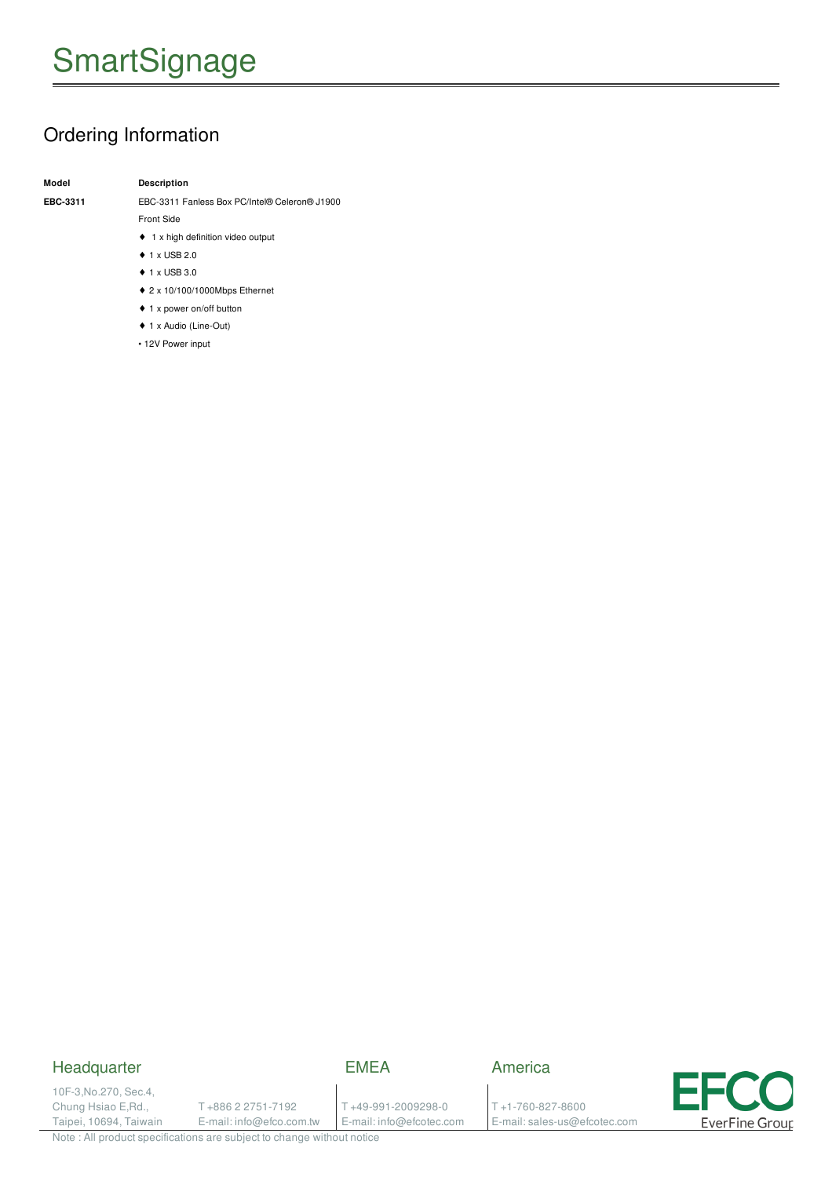# SmartSignage

## Ordering Information

| Model | Description |
| --- | --- |
| **EBC-3311** | EBC-3311 Fanless Box PC/Intel® Celeron® J1900 |
| | Front Side |
| | ♦ 1 x high definition video output |
| | ♦ 1 x USB 2.0 |
| | ♦ 1 x USB 3.0 |
| | ♦ 2 x 10/100/1000Mbps Ethernet |
| | ♦ 1 x power on/off button |
| | ♦ 1 x Audio (Line-Out) |
| | • 12V Power input |

## Headquarter

10F-3,No.270, Sec.4,
Chung Hsiao E,Rd.,
Taipei, 10694, Taiwain

T +886 2 2751-7192
E-mail: info@efco.com.tw

## EMEA

T +49-991-2009298-0
E-mail: info@efcotec.com

## America

T +1-760-827-8600
E-mail: sales-us@efcotec.com

EFCO EverFine Group

Note : All product specifications are subject to change without notice